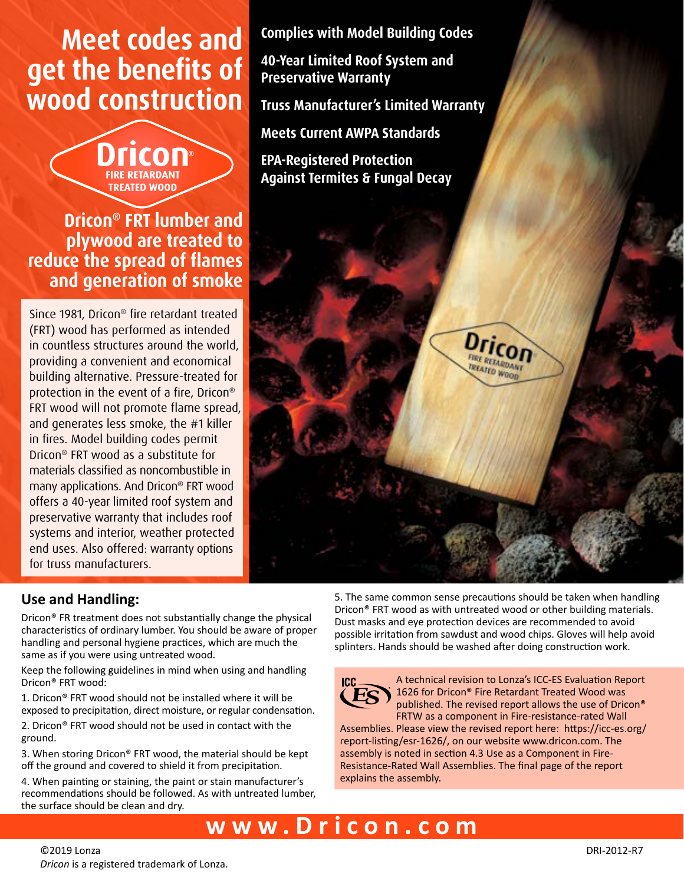# Meet codes and get the benefits of wood construction

**Dricon® FIRE RETARDANT TREATED WOOD**

## Dricon® FRT lumber and plywood are treated to reduce the spread of flames and generation of smoke

Since 1981, Dricon® fire retardant treated (FRT) wood has performed as intended in countless structures around the world, providing a convenient and economical building alternative. Pressure-treated for protection in the event of a fire, Dricon® FRT wood will not promote flame spread, and generates less smoke, the #1 killer in fires. Model building codes permit Dricon® FRT wood as a substitute for materials classified as noncombustible in many applications. And Dricon® FRT wood offers a 40-year limited roof system and preservative warranty that includes roof systems and interior, weather protected end uses. Also offered: warranty options for truss manufacturers.

**Complies with Model Building Codes**

**40-Year Limited Roof System and Preservative Warranty**

**Truss Manufacturer's Limited Warranty**

**Meets Current AWPA Standards**

**EPA-Registered Protection Against Termites & Fungal Decay**

## Use and Handling:

Dricon® FR treatment does not substantially change the physical characteristics of ordinary lumber. You should be aware of proper handling and personal hygiene practices, which are much the same as if you were using untreated wood.

Keep the following guidelines in mind when using and handling Dricon® FRT wood:

1. Dricon® FRT wood should not be installed where it will be exposed to precipitation, direct moisture, or regular condensation.
2. Dricon® FRT wood should not be used in contact with the ground.
3. When storing Dricon® FRT wood, the material should be kept off the ground and covered to shield it from precipitation.
4. When painting or staining, the paint or stain manufacturer's recommendations should be followed. As with untreated lumber, the surface should be clean and dry.
5. The same common sense precautions should be taken when handling Dricon® FRT wood as with untreated wood or other building materials. Dust masks and eye protection devices are recommended to avoid possible irritation from sawdust and wood chips. Gloves will help avoid splinters. Hands should be washed after doing construction work.

A technical revision to Lonza's ICC-ES Evaluation Report 1626 for Dricon® Fire Retardant Treated Wood was published. The revised report allows the use of Dricon® FRTW as a component in Fire-resistance-rated Wall Assemblies. Please view the revised report here: https://icc-es.org/report-listing/esr-1626/, on our website www.dricon.com. The assembly is noted in section 4.3 Use as a Component in Fire-Resistance-Rated Wall Assemblies. The final page of the report explains the assembly.

**www.Dricon.com**

©2019 Lonza

*Dricon* is a registered trademark of Lonza.

DRI-2012-R7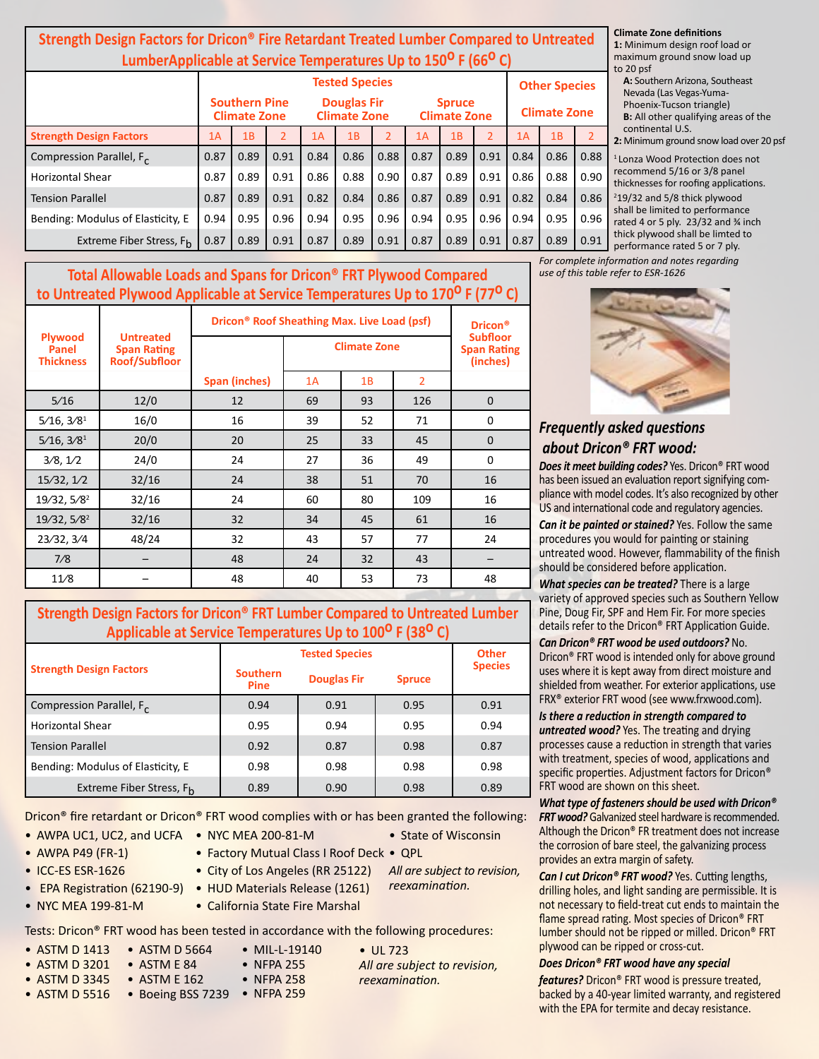## Strength Design Factors for Dricon® Fire Retardant Treated Lumber Compared to Untreated Lumber Applicable at Service Temperatures Up to 150° F (66° C)

| | Tested Species | | | | | | | | | Other Species | | |
|---|---|---|---|---|---|---|---|---|---|---|---|---|
| | Southern Pine Climate Zone | | | Douglas Fir Climate Zone | | | Spruce Climate Zone | | | Climate Zone | | |
| **Strength Design Factors** | 1A | 1B | 2 | 1A | 1B | 2 | 1A | 1B | 2 | 1A | 1B | 2 |
| Compression Parallel, $F_c$ | 0.87 | 0.89 | 0.91 | 0.84 | 0.86 | 0.88 | 0.87 | 0.89 | 0.91 | 0.84 | 0.86 | 0.88 |
| Horizontal Shear | 0.87 | 0.89 | 0.91 | 0.86 | 0.88 | 0.90 | 0.87 | 0.89 | 0.91 | 0.86 | 0.88 | 0.90 |
| Tension Parallel | 0.87 | 0.89 | 0.91 | 0.82 | 0.84 | 0.86 | 0.87 | 0.89 | 0.91 | 0.82 | 0.84 | 0.86 |
| Bending: Modulus of Elasticity, E | 0.94 | 0.95 | 0.96 | 0.94 | 0.95 | 0.96 | 0.94 | 0.95 | 0.96 | 0.94 | 0.95 | 0.96 |
| Extreme Fiber Stress, $F_b$ | 0.87 | 0.89 | 0.91 | 0.87 | 0.89 | 0.91 | 0.87 | 0.89 | 0.91 | 0.87 | 0.89 | 0.91 |

**Climate Zone definitions**

**1:** Minimum design roof load or maximum ground snow load up to 20 psf

- **A:** Southern Arizona, Southeast Nevada (Las Vegas-Yuma-Phoenix-Tucson triangle)
- **B:** All other qualifying areas of the continental U.S.

**2:** Minimum ground snow load over 20 psf

[1] Lonza Wood Protection does not recommend 5/16 or 3/8 panel thicknesses for roofing applications.

[2] 19/32 and 5/8 thick plywood shall be limited to performance rated 4 or 5 ply. 23/32 and ¾ inch thick plywood shall be limted to performance rated 5 or 7 ply.

*For complete information and notes regarding use of this table refer to ESR-1626*

## Total Allowable Loads and Spans for Dricon® FRT Plywood Compared to Untreated Plywood Applicable at Service Temperatures Up to 170° F (77° C)

| Plywood Panel Thickness | Untreated Span Rating Roof/Subfloor | Dricon® Roof Sheathing Max. Live Load (psf) | | | | Dricon® Subfloor Span Rating (inches) |
|---|---|---|---|---|---|---|
| | | | Climate Zone | | | |
| | | Span (inches) | 1A | 1B | 2 | |
| 5⁄16 | 12/0 | 12 | 69 | 93 | 126 | 0 |
| 5⁄16, 3⁄8[1] | 16/0 | 16 | 39 | 52 | 71 | 0 |
| 5⁄16, 3⁄8[1] | 20/0 | 20 | 25 | 33 | 45 | 0 |
| 3⁄8, 1⁄2 | 24/0 | 24 | 27 | 36 | 49 | 0 |
| 15⁄32, 1⁄2 | 32/16 | 24 | 38 | 51 | 70 | 16 |
| 19⁄32, 5⁄8[2] | 32/16 | 24 | 60 | 80 | 109 | 16 |
| 19⁄32, 5⁄8[2] | 32/16 | 32 | 34 | 45 | 61 | 16 |
| 23⁄32, 3⁄4 | 48/24 | 32 | 43 | 57 | 77 | 24 |
| 7⁄8 | – | 48 | 24 | 32 | 43 | – |
| 11⁄8 | – | 48 | 40 | 53 | 73 | 48 |

## Strength Design Factors for Dricon® FRT Lumber Compared to Untreated Lumber Applicable at Service Temperatures Up to 100° F (38° C)

| Strength Design Factors | Tested Species | | | Other Species |
|---|---|---|---|---|
| | Southern Pine | Douglas Fir | Spruce | |
| Compression Parallel, $F_c$ | 0.94 | 0.91 | 0.95 | 0.91 |
| Horizontal Shear | 0.95 | 0.94 | 0.95 | 0.94 |
| Tension Parallel | 0.92 | 0.87 | 0.98 | 0.87 |
| Bending: Modulus of Elasticity, E | 0.98 | 0.98 | 0.98 | 0.98 |
| Extreme Fiber Stress, $F_b$ | 0.89 | 0.90 | 0.98 | 0.89 |

Dricon® fire retardant or Dricon® FRT wood complies with or has been granted the following:

- AWPA UC1, UC2, and UCFA
- AWPA P49 (FR-1)
- ICC-ES ESR-1626
- EPA Registration (62190-9)
- NYC MEA 199-81-M
- NYC MEA 200-81-M
- Factory Mutual Class I Roof Deck
- City of Los Angeles (RR 25122)
- HUD Materials Release (1261)
- California State Fire Marshal
- State of Wisconsin
- QPL

*All are subject to revision, reexamination.*

Tests: Dricon® FRT wood has been tested in accordance with the following procedures:

- ASTM D 1413
- ASTM D 3201
- ASTM D 3345
- ASTM D 5516
- ASTM D 5664
- ASTM E 84
- ASTM E 162
- Boeing BSS 7239
- MIL-L-19140
- NFPA 255
- NFPA 258
- NFPA 259
- UL 723

*All are subject to revision, reexamination.*

## *Frequently asked questions about Dricon® FRT wood:*

***Does it meet building codes?*** Yes. Dricon® FRT wood has been issued an evaluation report signifying compliance with model codes. It's also recognized by other US and international code and regulatory agencies.

***Can it be painted or stained?*** Yes. Follow the same procedures you would for painting or staining untreated wood. However, flammability of the finish should be considered before application.

***What species can be treated?*** There is a large variety of approved species such as Southern Yellow Pine, Doug Fir, SPF and Hem Fir. For more species details refer to the Dricon® FRT Application Guide.

***Can Dricon® FRT wood be used outdoors?*** No. Dricon® FRT wood is intended only for above ground uses where it is kept away from direct moisture and shielded from weather. For exterior applications, use FRX® exterior FRT wood (see www.frxwood.com).

***Is there a reduction in strength compared to untreated wood?*** Yes. The treating and drying processes cause a reduction in strength that varies with treatment, species of wood, applications and specific properties. Adjustment factors for Dricon® FRT wood are shown on this sheet.

***What type of fasteners should be used with Dricon® FRT wood?*** Galvanized steel hardware is recommended. Although the Dricon® FR treatment does not increase the corrosion of bare steel, the galvanizing process provides an extra margin of safety.

***Can I cut Dricon® FRT wood?*** Yes. Cutting lengths, drilling holes, and light sanding are permissible. It is not necessary to field-treat cut ends to maintain the flame spread rating. Most species of Dricon® FRT lumber should not be ripped or milled. Dricon® FRT plywood can be ripped or cross-cut.

***Does Dricon® FRT wood have any special features?*** Dricon® FRT wood is pressure treated, backed by a 40-year limited warranty, and registered with the EPA for termite and decay resistance.